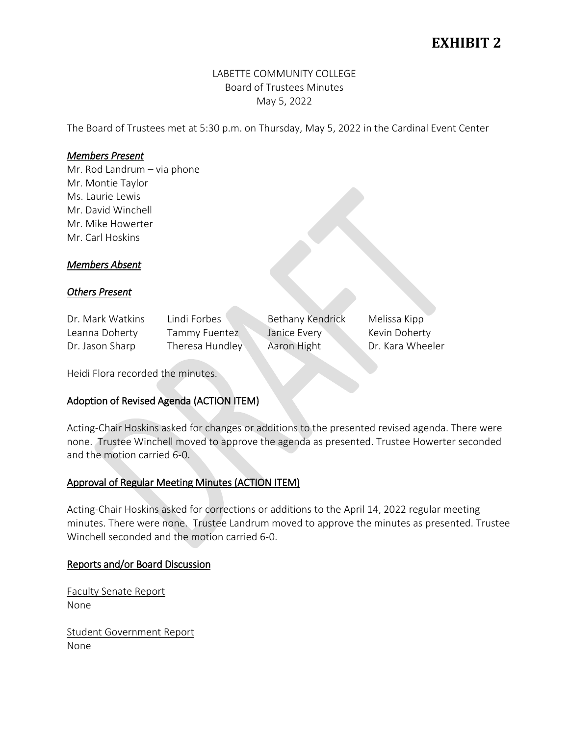# EXHIBIT 2

LABETTE COMMUNITY COLLEGE
Board of Trustees Minutes
May 5, 2022

The Board of Trustees met at 5:30 p.m. on Thursday, May 5, 2022 in the Cardinal Event Center

### *Members Present*

Mr. Rod Landrum – via phone
Mr. Montie Taylor
Ms. Laurie Lewis
Mr. David Winchell
Mr. Mike Howerter
Mr. Carl Hoskins

### *Members Absent*

### *Others Present*

| | | | |
|---|---|---|---|
| Dr. Mark Watkins | Lindi Forbes | Bethany Kendrick | Melissa Kipp |
| Leanna Doherty | Tammy Fuentez | Janice Every | Kevin Doherty |
| Dr. Jason Sharp | Theresa Hundley | Aaron Hight | Dr. Kara Wheeler |

Heidi Flora recorded the minutes.

## Adoption of Revised Agenda (ACTION ITEM)

Acting-Chair Hoskins asked for changes or additions to the presented revised agenda. There were none. Trustee Winchell moved to approve the agenda as presented. Trustee Howerter seconded and the motion carried 6-0.

## Approval of Regular Meeting Minutes (ACTION ITEM)

Acting-Chair Hoskins asked for corrections or additions to the April 14, 2022 regular meeting minutes. There were none. Trustee Landrum moved to approve the minutes as presented. Trustee Winchell seconded and the motion carried 6-0.

## Reports and/or Board Discussion

Faculty Senate Report
None

Student Government Report
None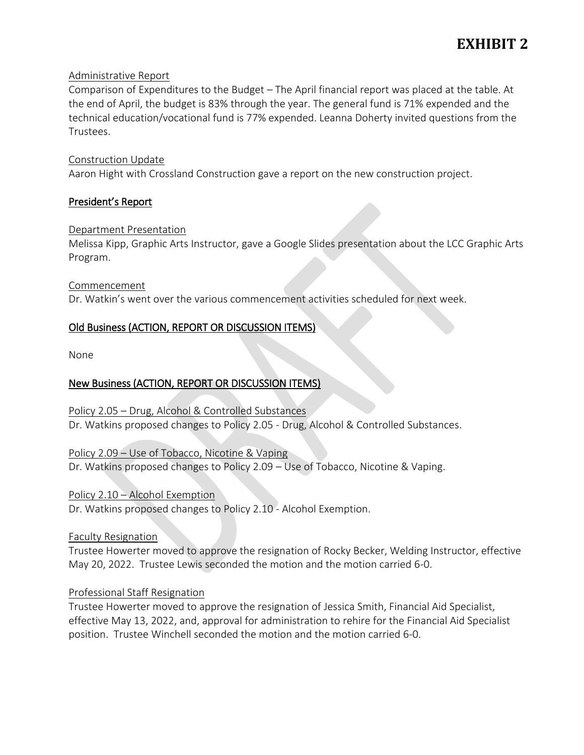# EXHIBIT 2

Administrative Report

Comparison of Expenditures to the Budget – The April financial report was placed at the table. At the end of April, the budget is 83% through the year. The general fund is 71% expended and the technical education/vocational fund is 77% expended. Leanna Doherty invited questions from the Trustees.

Construction Update

Aaron Hight with Crossland Construction gave a report on the new construction project.

## President's Report

Department Presentation

Melissa Kipp, Graphic Arts Instructor, gave a Google Slides presentation about the LCC Graphic Arts Program.

Commencement

Dr. Watkin's went over the various commencement activities scheduled for next week.

## Old Business (ACTION, REPORT OR DISCUSSION ITEMS)

None

## New Business (ACTION, REPORT OR DISCUSSION ITEMS)

Policy 2.05 – Drug, Alcohol & Controlled Substances

Dr. Watkins proposed changes to Policy 2.05 - Drug, Alcohol & Controlled Substances.

Policy 2.09 – Use of Tobacco, Nicotine & Vaping

Dr. Watkins proposed changes to Policy 2.09 – Use of Tobacco, Nicotine & Vaping.

Policy 2.10 – Alcohol Exemption

Dr. Watkins proposed changes to Policy 2.10 - Alcohol Exemption.

Faculty Resignation

Trustee Howerter moved to approve the resignation of Rocky Becker, Welding Instructor, effective May 20, 2022. Trustee Lewis seconded the motion and the motion carried 6-0.

Professional Staff Resignation

Trustee Howerter moved to approve the resignation of Jessica Smith, Financial Aid Specialist, effective May 13, 2022, and, approval for administration to rehire for the Financial Aid Specialist position. Trustee Winchell seconded the motion and the motion carried 6-0.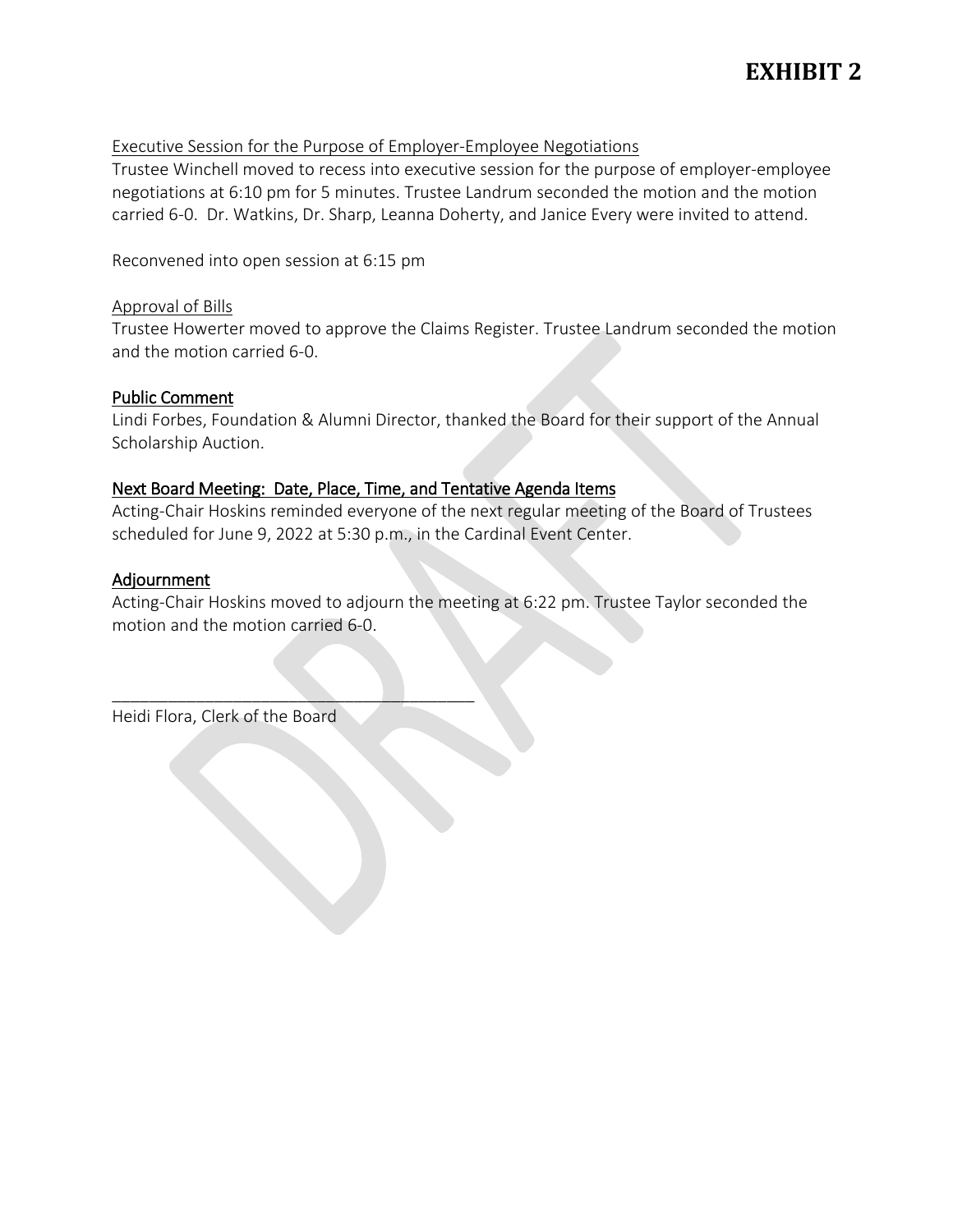# EXHIBIT 2

Executive Session for the Purpose of Employer-Employee Negotiations

Trustee Winchell moved to recess into executive session for the purpose of employer-employee negotiations at 6:10 pm for 5 minutes. Trustee Landrum seconded the motion and the motion carried 6-0. Dr. Watkins, Dr. Sharp, Leanna Doherty, and Janice Every were invited to attend.

Reconvened into open session at 6:15 pm

Approval of Bills

Trustee Howerter moved to approve the Claims Register. Trustee Landrum seconded the motion and the motion carried 6-0.

**Public Comment**

Lindi Forbes, Foundation & Alumni Director, thanked the Board for their support of the Annual Scholarship Auction.

**Next Board Meeting: Date, Place, Time, and Tentative Agenda Items**

Acting-Chair Hoskins reminded everyone of the next regular meeting of the Board of Trustees scheduled for June 9, 2022 at 5:30 p.m., in the Cardinal Event Center.

**Adjournment**

Acting-Chair Hoskins moved to adjourn the meeting at 6:22 pm. Trustee Taylor seconded the motion and the motion carried 6-0.

\_\_\_\_\_\_\_\_\_\_\_\_\_\_\_\_\_\_\_\_\_\_\_\_\_\_\_\_\_\_\_\_\_\_\_\_\_\_\_\_

Heidi Flora, Clerk of the Board

DRAFT